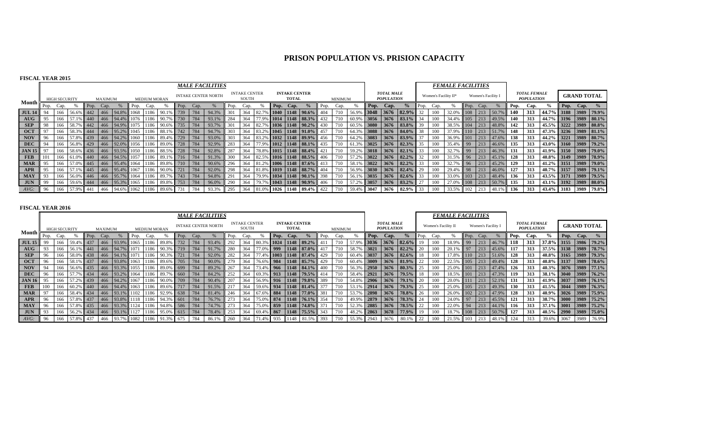# PRISON POPULATION VS. PRISION CAPACITY

## FISCAL YEAR 2015

| Month | MALE FACILITIES | | | | | | | | | | | | | | | | | | | | | | | | FEMALE FACILITIES | | | | | | | | | | | |
|---|---|---|---|---|---|---|---|---|---|---|---|---|---|---|---|---|---|---|---|---|---|---|---|---|---|---|---|---|---|---|---|---|---|---|---|---|
| | HIGH SECURITY | | | MAXIMUM | | | MEDIUM MORAN | | | INTAKE CENTER NORTH | | | INTAKE CENTER SOUTH | | | INTAKE CENTER TOTAL | | | MINIMUM | | | TOTAL MALE POPULATION | | | Women's Facility II* | | | Women's Facility I | | | TOTAL FEMALE POPULATION | | | GRAND TOTAL | | |
| | Pop. | Cap. | % | Pop. | Cap. | % | Pop. | Cap. | % | Pop. | Cap. | % | Pop. | Cap. | % | Pop. | Cap. | % | Pop. | Cap. | % | Pop. | Cap. | % | Pop. | Cap. | % | Pop. | Cap. | % | Pop. | Cap. | % | Pop. | Cap. | % |
| **JUL 14** | 94 | 166 | 56.6% | 442 | 466 | 94.8% | 1068 | 1186 | 90.1% | 739 | 784 | 94.3% | 301 | 364 | 82.7% | **1040** | **1148** | **90.6%** | 404 | 710 | 56.9% | **3048** | **3676** | **82.9%** | 32 | 100 | 32.0% | 108 | 213 | 50.7% | **140** | **313** | **44.7%** | **3188** | **3989** | **79.9%** |
| **AUG** | 95 | 166 | 57.1% | 440 | 466 | 94.4% | 1076 | 1186 | 90.7% | 730 | 784 | 93.1% | 284 | 364 | 77.9% | **1014** | **1148** | **88.3%** | 432 | 710 | 60.9% | **3056** | **3676** | **83.1%** | 34 | 100 | 34.4% | 105 | 213 | 49.5% | **140** | **313** | **44.7%** | **3196** | **3989** | **80.1%** |
| **SEP** | 98 | 166 | 58.7% | 442 | 466 | 94.9% | 1075 | 1186 | 90.6% | 735 | 784 | 93.7% | 301 | 364 | 82.7% | **1036** | **1148** | **90.2%** | 430 | 710 | 60.5% | **3080** | **3676** | **83.8%** | 39 | 100 | 38.5% | 104 | 213 | 48.8% | **142** | **313** | **45.5%** | **3222** | **3989** | **80.8%** |
| **OCT** | 97 | 166 | 58.3% | 444 | 466 | 95.2% | 1045 | 1186 | 88.1% | 742 | 784 | 94.7% | 303 | 364 | 83.2% | **1045** | **1148** | **91.0%** | 457 | 710 | 64.3% | **3088** | **3676** | **84.0%** | 38 | 100 | 37.9% | 110 | 213 | 51.7% | **148** | **313** | **47.3%** | **3236** | **3989** | **81.1%** |
| **NOV** | 96 | 166 | 57.8% | 439 | 466 | 94.2% | 1060 | 1186 | 89.4% | 729 | 784 | 93.0% | 303 | 364 | 83.2% | **1032** | **1148** | **89.9%** | 456 | 710 | 64.2% | **3083** | **3676** | **83.9%** | 37 | 100 | 36.9% | 101 | 213 | 47.6% | **138** | **313** | **44.2%** | **3221** | **3989** | **80.7%** |
| **DEC** | 94 | 166 | 56.8% | 429 | 466 | 92.0% | 1056 | 1186 | 89.0% | 728 | 784 | 92.9% | 283 | 364 | 77.9% | **1012** | **1148** | **88.1%** | 435 | 710 | 61.3% | **3025** | **3676** | **82.3%** | 35 | 100 | 35.4% | 99 | 213 | 46.6% | **135** | **313** | **43.0%** | **3160** | **3989** | **79.2%** |
| **JAN 15** | 97 | 166 | 58.6% | 436 | 466 | 93.5% | 1050 | 1186 | 88.5% | 728 | 784 | 92.8% | 287 | 364 | 78.8% | **1015** | **1148** | **88.4%** | 421 | 710 | 59.2% | **3018** | **3676** | **82.1%** | 33 | 100 | 32.7% | 99 | 213 | 46.3% | **131** | **313** | **41.9%** | **3150** | **3989** | **79.0%** |
| **FEB** | 101 | 166 | 61.0% | 440 | 466 | 94.5% | 1057 | 1186 | 89.1% | 716 | 784 | 91.3% | 300 | 364 | 82.5% | **1016** | **1148** | **88.5%** | 406 | 710 | 57.2% | **3022** | **3676** | **82.2%** | 32 | 100 | 31.5% | 96 | 213 | 45.1% | **128** | **313** | **40.8%** | **3149** | **3989** | **78.9%** |
| **MAR** | 95 | 166 | 57.0% | 445 | 466 | 95.4% | 1064 | 1186 | 89.8% | 710 | 784 | 90.6% | 296 | 364 | 81.2% | **1006** | **1148** | **87.6%** | 413 | 710 | 58.1% | **3022** | **3676** | **82.2%** | 33 | 100 | 32.7% | 96 | 213 | 45.2% | **129** | **313** | **41.2%** | **3151** | **3989** | **79.0%** |
| **APR** | 95 | 166 | 57.1% | 445 | 466 | 95.4% | 1067 | 1186 | 90.0% | 721 | 784 | 92.0% | 298 | 364 | 81.8% | **1019** | **1148** | **88.7%** | 404 | 710 | 56.9% | **3030** | **3676** | **82.4%** | 29 | 100 | 29.4% | 98 | 213 | 46.0% | **127** | **313** | **40.7%** | **3157** | **3989** | **79.1%** |
| **MAY** | 93 | 166 | 56.0% | 446 | 466 | 95.7% | 1064 | 1186 | 89.7% | 743 | 784 | 94.8% | 291 | 364 | 79.9% | **1034** | **1148** | **90.1%** | 398 | 710 | 56.1% | **3035** | **3676** | **82.6%** | 33 | 100 | 33.0% | 103 | 213 | 48.4% | **136** | **313** | **43.5%** | **3171** | **3989** | **79.5%** |
| **JUN** | 99 | 166 | 59.6% | 444 | 466 | 95.3% | 1065 | 1186 | 89.8% | 753 | 784 | 96.0% | 290 | 364 | 79.7% | **1043** | **1148** | **90.9%** | 406 | 710 | 57.2% | **3057** | **3676** | **83.2%** | 27 | 100 | 27.0% | 108 | 213 | 50.7% | **135** | **313** | **43.1%** | **3192** | **3989** | **80.0%** |
| *AVG:* | 96 | 166 | 57.9% | 441 | 466 | 94.6% | 1062 | 1186 | 89.6% | 731 | 784 | 93.3% | 295 | 364 | 81.0% | 1026 | 1148 | 89.4% | 422 | 710 | 59.4% | **3047** | **3676** | **82.9%** | 33 | 100 | 33.5% | 102 | 213 | 48.1% | **136** | **313** | **43.4%** | **3183** | **3989** | **79.8%** |

## FISCAL YEAR 2016

| Month | MALE FACILITIES | | | | | | | | | | | | | | | | | | | | | | | | FEMALE FACILITIES | | | | | | | | | | | |
|---|---|---|---|---|---|---|---|---|---|---|---|---|---|---|---|---|---|---|---|---|---|---|---|---|---|---|---|---|---|---|---|---|---|---|---|---|
| | HIGH SECURITY | | | MAXIMUM | | | MEDIUM MORAN | | | INTAKE CENTER NORTH | | | INTAKE CENTER SOUTH | | | INTAKE CENTER TOTAL | | | MINIMUM | | | TOTAL MALE POPULATION | | | Women's Facility II | | | Women's Facility I | | | TOTAL FEMALE POPULATION | | | GRAND TOTAL | | |
| | Pop. | Cap. | % | Pop. | Cap. | % | Pop. | Cap. | % | Pop. | Cap. | % | Pop. | Cap. | % | Pop. | Cap. | % | Pop. | Cap. | % | Pop. | Cap. | % | Pop. | Cap. | % | Pop. | Cap. | % | Pop. | Cap. | % | Pop. | Cap. | % |
| **JUL 15** | 99 | 166 | 59.4% | 437 | 466 | 93.9% | 1065 | 1186 | 89.8% | 732 | 784 | 93.4% | 292 | 364 | 80.3% | **1024** | **1148** | **89.2%** | 411 | 710 | 57.9% | **3036** | **3676** | **82.6%** | 19 | 100 | 18.9% | 99 | 213 | 46.7% | **118** | **313** | **37.8%** | **3155** | **3986** | **79.2%** |
| **AUG** | 93 | 166 | 56.1% | 441 | 466 | 94.7% | 1071 | 1186 | 90.3% | 719 | 784 | 91.7% | 280 | 364 | 77.0% | **999** | **1148** | **87.0%** | 417 | 710 | 58.7% | **3021** | **3676** | **82.2%** | 20 | 100 | 20.1% | 97 | 213 | 45.6% | **117** | **313** | **37.5%** | **3138** | **3989** | **78.7%** |
| **SEP** | 96 | 166 | 58.0% | 438 | 466 | 94.1% | 1071 | 1186 | 90.3% | 721 | 784 | 92.0% | 282 | 364 | 77.4% | **1003** | **1148** | **87.4%** | 429 | 710 | 60.4% | **3037** | **3676** | **82.6%** | 18 | 100 | 17.8% | 110 | 213 | 51.6% | **128** | **313** | **40.8%** | **3165** | **3989** | **79.3%** |
| **OCT** | 96 | 166 | 58.1% | 437 | 466 | 93.8% | 1063 | 1186 | 89.6% | 705 | 784 | 90.0% | 279 | 364 | 76.6% | **984** | **1148** | **85.7%** | 429 | 710 | 60.4% | **3009** | **3676** | **81.9%** | 22 | 100 | 22.5% | 105 | 213 | 49.4% | **128** | **313** | **40.8%** | **3137** | **3989** | **78.6%** |
| **NOV** | 94 | 166 | 56.6% | 435 | 466 | 93.3% | 1055 | 1186 | 89.0% | 699 | 784 | 89.2% | 267 | 364 | 73.4% | **966** | **1148** | **84.1%** | 400 | 710 | 56.3% | **2950** | **3676** | **80.3%** | 25 | 100 | 25.0% | 101 | 213 | 47.4% | **126** | **313** | **40.3%** | **3076** | **3989** | **77.1%** |
| **DEC** | 96 | 166 | 57.7% | 434 | 466 | 93.2% | 1064 | 1186 | 89.7% | 660 | 784 | 84.2% | 252 | 364 | 69.3% | **913** | **1148** | **79.5%** | 414 | 710 | 58.4% | **2921** | **3676** | **79.5%** | 18 | 100 | 18.5% | 101 | 213 | 47.3% | **119** | **313** | **38.1%** | **3040** | **3989** | **76.2%** |
| **JAN 16** | 95 | 166 | 57.2% | 439 | 466 | 94.2% | 1067 | 1186 | 90.0% | 709 | 784 | 90.4% | 207 | 364 | 56.9% | **916** | **1148** | **79.8%** | 389 | 710 | 54.8% | **2906** | **3676** | **79.1%** | 20 | 100 | 20.0% | 111 | 213 | 52.1% | **131** | **313** | **41.9%** | **3037** | **3989** | **76.1%** |
| **FEB** | 100 | 166 | 60.2% | 440 | 466 | 94.4% | 1063 | 1186 | 89.6% | 717 | 784 | 91.5% | 217 | 364 | 59.6% | **934** | **1148** | **81.4%** | 377 | 710 | 53.1% | **2914** | **3676** | **79.3%** | 25 | 100 | 25.0% | 105 | 213 | 49.3% | **130** | **313** | **41.5%** | **3044** | **3989** | **76.3%** |
| **MAR** | 97 | 166 | 58.4% | 434 | 466 | 93.1% | 1102 | 1186 | 92.9% | 638 | 784 | 81.4% | 246 | 364 | 67.6% | **884** | **1148** | **77.0%** | 381 | 710 | 53.7% | **2898** | **3676** | **78.8%** | 26 | 100 | 26.0% | 102 | 213 | 47.9% | **128** | **313** | **40.9%** | **3026** | **3989** | **75.9%** |
| **APR** | 96 | 166 | 57.8% | 437 | 466 | 93.8% | 1118 | 1186 | 94.3% | 601 | 784 | 76.7% | 273 | 364 | 75.0% | **874** | **1148** | **76.1%** | 354 | 710 | 49.9% | **2879** | **3676** | **78.3%** | 24 | 100 | 24.0% | 97 | 213 | 45.5% | **121** | **313** | **38.7%** | **3000** | **3989** | **75.2%** |
| **MAY** | 96 | 166 | 57.8% | 435 | 466 | 93.3% | 1124 | 1186 | 94.8% | 586 | 784 | 74.7% | 273 | 364 | 75.0% | **859** | **1148** | **74.8%** | 371 | 710 | 52.3% | **2885** | **3676** | **78.5%** | 22 | 100 | 22.0% | 94 | 213 | 44.1% | **116** | **313** | **37.1%** | **3001** | **3989** | **75.2%** |
| **JUN** | 93 | 166 | 56.2% | 434 | 466 | 93.1% | 1127 | 1186 | 95.0% | 615 | 784 | 78.4% | 253 | 364 | 69.4% | **867** | **1148** | **75.5%** | 343 | 710 | 48.2% | **2863** | **3678** | **77.9%** | 19 | 100 | 18.7% | 108 | 213 | 50.7% | **127** | **313** | **40.5%** | **2990** | **3989** | **75.0%** |
| *AVG:* | 96 | 166 | 57.8% | 437 | 466 | 93.7% | 1082 | 1186 | 91.3% | 675 | 784 | 86.1% | 260 | 364 | 71.4% | 935 | 1148 | 81.5% | 393 | 710 | 55.3% | 2943 | 3676 | 80.1% | 22 | 100 | 21.5% | 103 | 213 | 48.1% | 124 | 313 | 39.6% | 3067 | 3989 | 76.9% |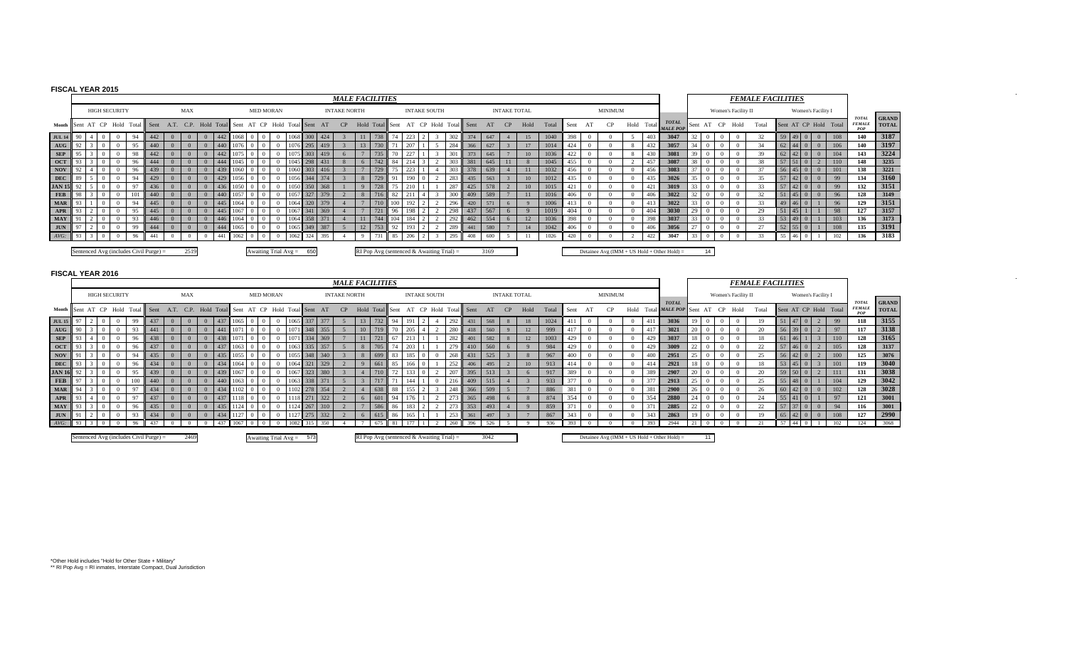**FISCAL YEAR 2015**

| | *MALE FACILITIES* | | | | | | | | | | | | | | | | | | | | | | | | | | | | | | | | | | | | *FEMALE FACILITIES* | | | | | | | | | | | |
|---|---|---|---|---|---|---|---|---|---|---|---|---|---|---|---|---|---|---|---|---|---|---|---|---|---|---|---|---|---|---|---|---|---|---|---|---|---|---|---|---|---|---|---|---|---|---|---|---|
| | HIGH SECURITY | | | | | MAX | | | | | MED MORAN | | | | | INTAKE NORTH | | | | | INTAKE SOUTH | | | | | INTAKE TOTAL | | | | | MINIMUM | | | | | | Women's Facility II | | | | | Women's Facility I | | | | | | |
| Month | Sent | AT | CP | Hold | Total | Sent | A.T. | C.P. | Hold | Total | Sent | AT | CP | Hold | Total | Sent | AT | CP | Hold | Total | Sent | AT | CP | Hold | Total | Sent | AT | CP | Hold | Total | Sent | AT | CP | Hold | Total | TOTAL MALE POP | Sent | AT | CP | Hold | Total | Sent | AT | CP | Hold | Total | TOTAL FEMALE POP | GRAND TOTAL |
| JUL 14 | 90 | 4 | 0 | 0 | 94 | 442 | 0 | 0 | 0 | 442 | 1068 | 0 | 0 | 0 | 1068 | 300 | 424 | 3 | 11 | 738 | 74 | 223 | 2 | 3 | 302 | 374 | 647 | 4 | 15 | 1040 | 398 | 0 | 0 | 5 | 403 | 3047 | 32 | 0 | 0 | 0 | 32 | 59 | 49 | 0 | 0 | 108 | 140 | 3187 |
| AUG | 92 | 3 | 0 | 0 | 95 | 440 | 0 | 0 | 0 | 440 | 1076 | 0 | 0 | 0 | 1076 | 295 | 419 | 3 | 13 | 730 | 71 | 207 | 1 | 5 | 284 | 366 | 627 | 3 | 17 | 1014 | 424 | 0 | 0 | 8 | 432 | 3057 | 34 | 0 | 0 | 0 | 34 | 62 | 44 | 0 | 0 | 106 | 140 | 3197 |
| SEP | 95 | 3 | 0 | 0 | 98 | 442 | 0 | 0 | 0 | 442 | 1075 | 0 | 0 | 0 | 1075 | 303 | 419 | 6 | 7 | 735 | 70 | 227 | 1 | 3 | 301 | 373 | 645 | 7 | 10 | 1036 | 422 | 0 | 0 | 8 | 430 | 3081 | 39 | 0 | 0 | 0 | 39 | 62 | 42 | 0 | 0 | 104 | 143 | 3224 |
| OCT | 93 | 3 | 0 | 0 | 96 | 444 | 0 | 0 | 0 | 444 | 1045 | 0 | 0 | 0 | 1045 | 298 | 431 | 8 | 6 | 742 | 84 | 214 | 3 | 2 | 303 | 381 | 645 | 11 | 8 | 1045 | 455 | 0 | 0 | 2 | 457 | 3087 | 38 | 0 | 0 | 0 | 38 | 57 | 51 | 0 | 2 | 110 | 148 | 3235 |
| NOV | 92 | 4 | 0 | 0 | 96 | 439 | 0 | 0 | 0 | 439 | 1060 | 0 | 0 | 0 | 1060 | 303 | 416 | 3 | 7 | 729 | 75 | 223 | 1 | 4 | 303 | 378 | 639 | 4 | 11 | 1032 | 456 | 0 | 0 | 0 | 456 | 3083 | 37 | 0 | 0 | 0 | 37 | 56 | 45 | 0 | 0 | 101 | 138 | 3221 |
| DEC | 89 | 5 | 0 | 0 | 94 | 429 | 0 | 0 | 0 | 429 | 1056 | 0 | 0 | 0 | 1056 | 344 | 374 | 3 | 8 | 729 | 91 | 190 | 0 | 2 | 283 | 435 | 563 | 3 | 10 | 1012 | 435 | 0 | 0 | 0 | 435 | 3026 | 35 | 0 | 0 | 0 | 35 | 57 | 42 | 0 | 0 | 99 | 134 | 3160 |
| JAN 15 | 92 | 5 | 0 | 0 | 97 | 436 | 0 | 0 | 0 | 436 | 1050 | 0 | 0 | 0 | 1050 | 350 | 368 | 1 | 9 | 728 | 75 | 210 | 1 | 1 | 287 | 425 | 578 | 2 | 10 | 1015 | 421 | 0 | 0 | 0 | 421 | 3019 | 33 | 0 | 0 | 0 | 33 | 57 | 42 | 0 | 0 | 99 | 132 | 3151 |
| FEB | 98 | 3 | 0 | 0 | 101 | 440 | 0 | 0 | 0 | 440 | 1057 | 0 | 0 | 0 | 1057 | 327 | 379 | 2 | 8 | 716 | 82 | 211 | 4 | 3 | 300 | 409 | 589 | 7 | 11 | 1016 | 406 | 0 | 0 | 0 | 406 | 3022 | 32 | 0 | 0 | 0 | 32 | 51 | 45 | 0 | 0 | 96 | 128 | 3149 |
| MAR | 93 | 1 | 0 | 0 | 94 | 445 | 0 | 0 | 0 | 445 | 1064 | 0 | 0 | 0 | 1064 | 320 | 379 | 4 | 7 | 710 | 100 | 192 | 2 | 2 | 296 | 420 | 571 | 6 | 9 | 1006 | 413 | 0 | 0 | 0 | 413 | 3022 | 33 | 0 | 0 | 0 | 33 | 49 | 46 | 0 | 1 | 96 | 129 | 3151 |
| APR | 93 | 2 | 0 | 0 | 95 | 445 | 0 | 0 | 0 | 445 | 1067 | 0 | 0 | 0 | 1067 | 341 | 369 | 4 | 7 | 721 | 96 | 198 | 2 | 2 | 298 | 437 | 567 | 6 | 9 | 1019 | 404 | 0 | 0 | 0 | 404 | 3030 | 29 | 0 | 0 | 0 | 29 | 51 | 45 | 1 | 1 | 98 | 127 | 3157 |
| MAY | 91 | 2 | 0 | 0 | 93 | 446 | 0 | 0 | 0 | 446 | 1064 | 0 | 0 | 0 | 1064 | 358 | 371 | 4 | 11 | 744 | 104 | 184 | 2 | 2 | 292 | 462 | 554 | 6 | 12 | 1036 | 398 | 0 | 0 | 0 | 398 | 3037 | 33 | 0 | 0 | 0 | 33 | 53 | 49 | 0 | 1 | 103 | 136 | 3173 |
| JUN | 97 | 2 | 0 | 0 | 99 | 444 | 0 | 0 | 0 | 444 | 1065 | 0 | 0 | 0 | 1065 | 349 | 387 | 5 | 12 | 753 | 92 | 193 | 2 | 2 | 289 | 441 | 580 | 7 | 14 | 1042 | 406 | 0 | 0 | 0 | 406 | 3056 | 27 | 0 | 0 | 0 | 27 | 52 | 55 | 0 | 1 | 108 | 135 | 3191 |
| AVG. | 93 | 3 | 0 | 0 | 96 | 441 | 0 | 0 | 0 | 441 | 1062 | 0 | 0 | 0 | 1062 | 324 | 395 | 4 | 9 | 731 | 85 | 206 | 2 | 3 | 295 | 408 | 600 | 5 | 11 | 1026 | 420 | 0 | 0 | 2 | 422 | 3047 | 33 | 0 | 0 | 0 | 33 | 55 | 46 | 0 | 1 | 102 | 136 | 3183 |

Sentenced Avg (includes Civil Purge) = 2519 | Awaiting Trial Avg = 650 | RI Pop Avg (sentenced & Awaiting Trial) = 3169 | Detainee Avg (IMM + US Hold + Other Hold) = 14

**FISCAL YEAR 2016**

| | *MALE FACILITIES* | | | | | | | | | | | | | | | | | | | | | | | | | | | | | | | | | | | | *FEMALE FACILITIES* | | | | | | | | | | | |
|---|---|---|---|---|---|---|---|---|---|---|---|---|---|---|---|---|---|---|---|---|---|---|---|---|---|---|---|---|---|---|---|---|---|---|---|---|---|---|---|---|---|---|---|---|---|---|---|---|
| | HIGH SECURITY | | | | | MAX | | | | | MED MORAN | | | | | INTAKE NORTH | | | | | INTAKE SOUTH | | | | | INTAKE TOTAL | | | | | MINIMUM | | | | | | Women's Facility II | | | | | Women's Facility I | | | | | | |
| Month | Sent | AT | CP | Hold | Total | Sent | A.T. | C.P. | Hold | Total | Sent | AT | CP | Hold | Total | Sent | AT | CP | Hold | Total | Sent | AT | CP | Hold | Total | Sent | AT | CP | Hold | Total | Sent | AT | CP | Hold | Total | TOTAL MALE POP | Sent | AT | CP | Hold | Total | Sent | AT | CP | Hold | Total | TOTAL FEMALE POP | GRAND TOTAL |
| JUL 15 | 97 | 2 | 0 | 0 | 99 | 437 | 0 | 0 | 0 | 437 | 1065 | 0 | 0 | 0 | 1065 | 337 | 377 | 5 | 13 | 732 | 94 | 191 | 2 | 4 | 292 | 431 | 568 | 8 | 18 | 1024 | 411 | 0 | 0 | 0 | 411 | 3036 | 19 | 0 | 0 | 0 | 19 | 51 | 47 | 0 | 2 | 99 | 118 | 3155 |
| AUG | 90 | 3 | 0 | 0 | 93 | 441 | 0 | 0 | 0 | 441 | 1071 | 0 | 0 | 0 | 1071 | 348 | 355 | 5 | 10 | 719 | 70 | 205 | 4 | 2 | 280 | 418 | 560 | 9 | 12 | 999 | 417 | 0 | 0 | 0 | 417 | 3021 | 20 | 0 | 0 | 0 | 20 | 56 | 39 | 0 | 2 | 97 | 117 | 3138 |
| SEP | 93 | 4 | 0 | 0 | 96 | 438 | 0 | 0 | 0 | 438 | 1071 | 0 | 0 | 0 | 1071 | 334 | 369 | 5 | 11 | 721 | 67 | 213 | 1 | 1 | 282 | 401 | 582 | 8 | 12 | 1003 | 429 | 0 | 0 | 0 | 429 | 3037 | 18 | 0 | 0 | 0 | 18 | 61 | 46 | 1 | 3 | 110 | 128 | 3165 |
| OCT | 93 | 3 | 0 | 0 | 96 | 437 | 0 | 0 | 0 | 437 | 1063 | 0 | 0 | 0 | 1063 | 335 | 357 | 5 | 8 | 705 | 74 | 203 | 1 | 1 | 279 | 410 | 560 | 6 | 9 | 984 | 429 | 0 | 0 | 0 | 429 | 3009 | 22 | 0 | 0 | 0 | 22 | 57 | 46 | 0 | 2 | 105 | 128 | 3137 |
| NOV | 91 | 3 | 0 | 0 | 94 | 435 | 0 | 0 | 0 | 435 | 1055 | 0 | 0 | 0 | 1055 | 348 | 340 | 3 | 8 | 699 | 83 | 185 | 0 | 0 | 268 | 431 | 525 | 3 | 8 | 967 | 400 | 0 | 0 | 0 | 400 | 2951 | 25 | 0 | 0 | 0 | 25 | 56 | 42 | 0 | 2 | 100 | 125 | 3076 |
| DEC | 93 | 3 | 0 | 0 | 96 | 434 | 0 | 0 | 0 | 434 | 1064 | 0 | 0 | 0 | 1064 | 321 | 329 | 2 | 8 | 661 | 85 | 166 | 0 | 1 | 252 | 406 | 495 | 2 | 10 | 913 | 414 | 0 | 0 | 0 | 414 | 2921 | 18 | 0 | 0 | 0 | 18 | 53 | 45 | 0 | 3 | 101 | 119 | 3040 |
| JAN 16 | 92 | 3 | 0 | 0 | 95 | 439 | 0 | 0 | 0 | 439 | 1067 | 0 | 0 | 0 | 1067 | 323 | 380 | 3 | 4 | 710 | 72 | 133 | 0 | 2 | 207 | 395 | 513 | 3 | 6 | 917 | 389 | 0 | 0 | 0 | 389 | 2907 | 20 | 0 | 0 | 0 | 20 | 59 | 50 | 0 | 2 | 111 | 131 | 3038 |
| FEB | 97 | 3 | 0 | 0 | 100 | 440 | 0 | 0 | 0 | 440 | 1063 | 0 | 0 | 0 | 1063 | 338 | 371 | 5 | 3 | 717 | 71 | 144 | 1 | 0 | 216 | 409 | 515 | 4 | 3 | 933 | 377 | 0 | 0 | 0 | 377 | 2913 | 25 | 0 | 0 | 0 | 25 | 55 | 48 | 0 | 1 | 104 | 129 | 3042 |
| MAR | 94 | 3 | 0 | 0 | 97 | 434 | 0 | 0 | 0 | 434 | 1102 | 0 | 0 | 0 | 1102 | 278 | 354 | 2 | 4 | 638 | 88 | 155 | 2 | 3 | 248 | 366 | 509 | 5 | 7 | 886 | 381 | 0 | 0 | 0 | 381 | 2900 | 26 | 0 | 0 | 0 | 26 | 60 | 42 | 0 | 0 | 102 | 128 | 3028 |
| APR | 94 | 3 | 0 | 0 | 97 | 437 | 0 | 0 | 0 | 437 | 1118 | 0 | 0 | 0 | 1118 | 271 | 322 | 2 | 6 | 601 | 94 | 176 | 1 | 2 | 273 | 365 | 498 | 6 | 8 | 874 | 354 | 0 | 0 | 0 | 354 | 2880 | 24 | 0 | 0 | 0 | 24 | 55 | 41 | 0 | 1 | 97 | 121 | 3001 |
| MAY | 93 | 3 | 0 | 0 | 96 | 435 | 0 | 0 | 0 | 435 | 1124 | 0 | 0 | 0 | 1124 | 267 | 310 | 2 | 7 | 586 | 86 | 183 | 2 | 2 | 273 | 353 | 493 | 4 | 9 | 859 | 371 | 0 | 0 | 0 | 371 | 2885 | 22 | 0 | 0 | 0 | 22 | 57 | 37 | 0 | 0 | 94 | 116 | 3001 |
| JUN | 91 | 2 | 0 | 0 | 93 | 434 | 0 | 0 | 0 | 434 | 1127 | 0 | 0 | 0 | 1127 | 275 | 332 | 2 | 6 | 615 | 86 | 165 | 1 | 1 | 253 | 361 | 497 | 3 | 7 | 867 | 343 | 0 | 0 | 0 | 343 | 2863 | 19 | 0 | 0 | 0 | 19 | 65 | 42 | 0 | 1 | 108 | 127 | 2990 |
| AVG. | 93 | 3 | 0 | 0 | 96 | 437 | 0 | 0 | 0 | 437 | 1067 | 0 | 0 | 0 | 1082 | 315 | 350 | 4 | 7 | 675 | 81 | 177 | 1 | 2 | 260 | 396 | 526 | 5 | 9 | 936 | 393 | 0 | 0 | 0 | 393 | 2944 | 21 | 0 | 0 | 0 | 21 | 57 | 44 | 0 | 1 | 102 | 124 | 3068 |

Sentenced Avg (includes Civil Purge) = 2469 | Awaiting Trial Avg = 573 | RI Pop Avg (sentenced & Awaiting Trial) = 3042 | Detainee Avg (IMM + US Hold + Other Hold) = 11

*Other Hold includes "Hold for Other State + Military"

** RI Pop Avg = RI inmates, Interstate Compact, Dual Jurisdiction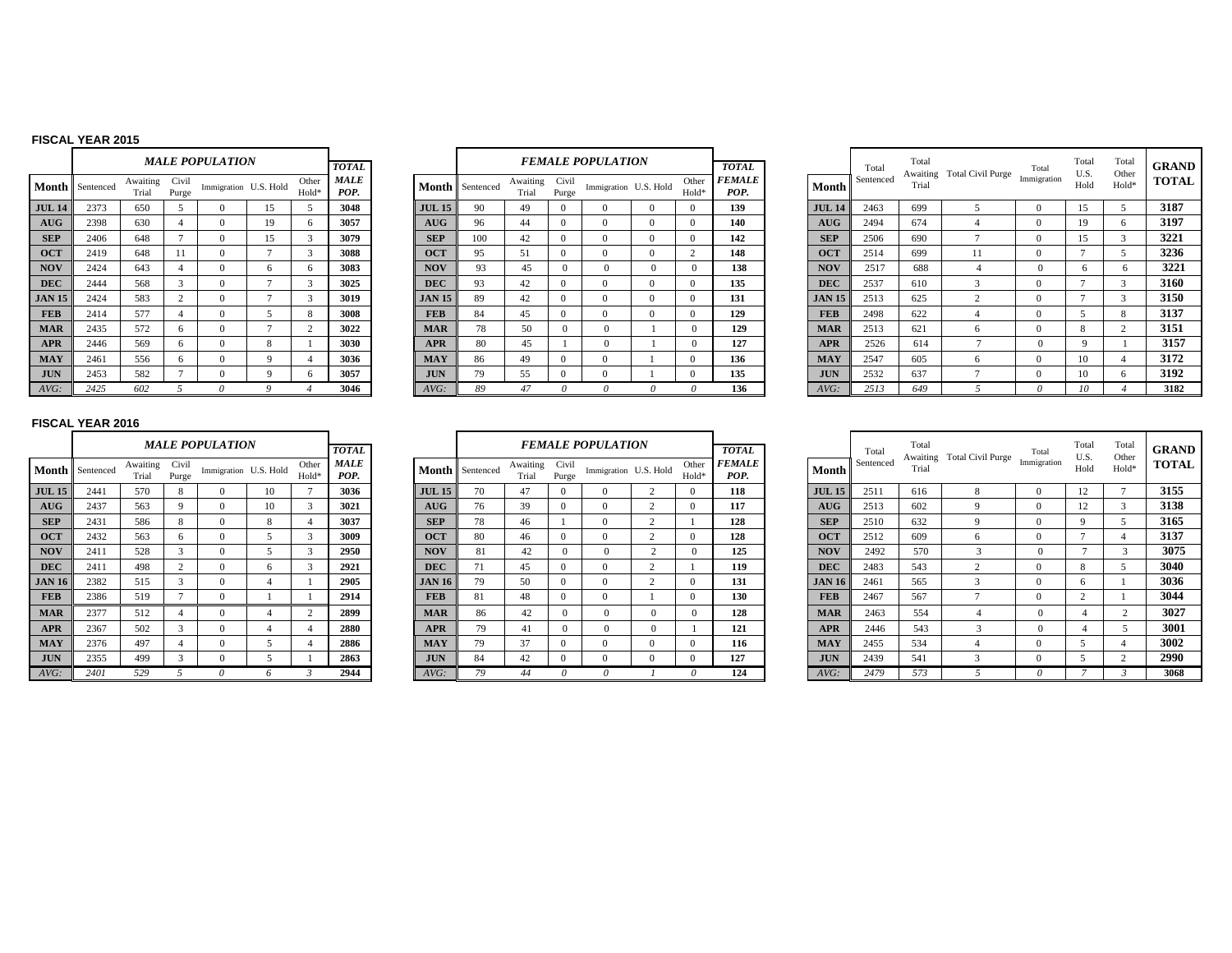## FISCAL YEAR 2015

| Month | *MALE POPULATION* Sentenced | Awaiting Trial | Civil Purge | Immigration | U.S. Hold | Other Hold* | *TOTAL MALE POP.* |
|---|---|---|---|---|---|---|---|
| **JUL 14** | 2373 | 650 | 5 | 0 | 15 | 5 | **3048** |
| **AUG** | 2398 | 630 | 4 | 0 | 19 | 6 | **3057** |
| **SEP** | 2406 | 648 | 7 | 0 | 15 | 3 | **3079** |
| **OCT** | 2419 | 648 | 11 | 0 | 7 | 3 | **3088** |
| **NOV** | 2424 | 643 | 4 | 0 | 6 | 6 | **3083** |
| **DEC** | 2444 | 568 | 3 | 0 | 7 | 3 | **3025** |
| **JAN 15** | 2424 | 583 | 2 | 0 | 7 | 3 | **3019** |
| **FEB** | 2414 | 577 | 4 | 0 | 5 | 8 | **3008** |
| **MAR** | 2435 | 572 | 6 | 0 | 7 | 2 | **3022** |
| **APR** | 2446 | 569 | 6 | 0 | 8 | 1 | **3030** |
| **MAY** | 2461 | 556 | 6 | 0 | 9 | 4 | **3036** |
| **JUN** | 2453 | 582 | 7 | 0 | 9 | 6 | **3057** |
| *AVG:* | *2425* | *602* | *5* | *0* | *9* | *4* | **3046** |

| Month | *FEMALE POPULATION* Sentenced | Awaiting Trial | Civil Purge | Immigration | U.S. Hold | Other Hold* | *TOTAL FEMALE POP.* |
|---|---|---|---|---|---|---|---|
| **JUL 15** | 90 | 49 | 0 | 0 | 0 | 0 | **139** |
| **AUG** | 96 | 44 | 0 | 0 | 0 | 0 | **140** |
| **SEP** | 100 | 42 | 0 | 0 | 0 | 0 | **142** |
| **OCT** | 95 | 51 | 0 | 0 | 0 | 2 | **148** |
| **NOV** | 93 | 45 | 0 | 0 | 0 | 0 | **138** |
| **DEC** | 93 | 42 | 0 | 0 | 0 | 0 | **135** |
| **JAN 15** | 89 | 42 | 0 | 0 | 0 | 0 | **131** |
| **FEB** | 84 | 45 | 0 | 0 | 0 | 0 | **129** |
| **MAR** | 78 | 50 | 0 | 0 | 1 | 0 | **129** |
| **APR** | 80 | 45 | 1 | 0 | 1 | 0 | **127** |
| **MAY** | 86 | 49 | 0 | 0 | 1 | 0 | **136** |
| **JUN** | 79 | 55 | 0 | 0 | 1 | 0 | **135** |
| *AVG:* | *89* | *47* | *0* | *0* | *0* | *0* | **136** |

| Month | Total Sentenced | Total Awaiting Trial | Total Civil Purge | Total Immigration | Total U.S. Hold | Total Other Hold* | **GRAND TOTAL** |
|---|---|---|---|---|---|---|---|
| **JUL 14** | 2463 | 699 | 5 | 0 | 15 | 5 | **3187** |
| **AUG** | 2494 | 674 | 4 | 0 | 19 | 6 | **3197** |
| **SEP** | 2506 | 690 | 7 | 0 | 15 | 3 | **3221** |
| **OCT** | 2514 | 699 | 11 | 0 | 7 | 5 | **3236** |
| **NOV** | 2517 | 688 | 4 | 0 | 6 | 6 | **3221** |
| **DEC** | 2537 | 610 | 3 | 0 | 7 | 3 | **3160** |
| **JAN 15** | 2513 | 625 | 2 | 0 | 7 | 3 | **3150** |
| **FEB** | 2498 | 622 | 4 | 0 | 5 | 8 | **3137** |
| **MAR** | 2513 | 621 | 6 | 0 | 8 | 2 | **3151** |
| **APR** | 2526 | 614 | 7 | 0 | 9 | 1 | **3157** |
| **MAY** | 2547 | 605 | 6 | 0 | 10 | 4 | **3172** |
| **JUN** | 2532 | 637 | 7 | 0 | 10 | 6 | **3192** |
| *AVG:* | *2513* | *649* | *5* | *0* | *10* | *4* | **3182** |

## FISCAL YEAR 2016

| Month | *MALE POPULATION* Sentenced | Awaiting Trial | Civil Purge | Immigration | U.S. Hold | Other Hold* | *TOTAL MALE POP.* |
|---|---|---|---|---|---|---|---|
| **JUL 15** | 2441 | 570 | 8 | 0 | 10 | 7 | **3036** |
| **AUG** | 2437 | 563 | 9 | 0 | 10 | 3 | **3021** |
| **SEP** | 2431 | 586 | 8 | 0 | 8 | 4 | **3037** |
| **OCT** | 2432 | 563 | 6 | 0 | 5 | 3 | **3009** |
| **NOV** | 2411 | 528 | 3 | 0 | 5 | 3 | **2950** |
| **DEC** | 2411 | 498 | 2 | 0 | 6 | 3 | **2921** |
| **JAN 16** | 2382 | 515 | 3 | 0 | 4 | 1 | **2905** |
| **FEB** | 2386 | 519 | 7 | 0 | 1 | 1 | **2914** |
| **MAR** | 2377 | 512 | 4 | 0 | 4 | 2 | **2899** |
| **APR** | 2367 | 502 | 3 | 0 | 4 | 4 | **2880** |
| **MAY** | 2376 | 497 | 4 | 0 | 5 | 4 | **2886** |
| **JUN** | 2355 | 499 | 3 | 0 | 5 | 1 | **2863** |
| *AVG:* | *2401* | *529* | *5* | *0* | *6* | *3* | **2944** |

| Month | *FEMALE POPULATION* Sentenced | Awaiting Trial | Civil Purge | Immigration | U.S. Hold | Other Hold* | *TOTAL FEMALE POP.* |
|---|---|---|---|---|---|---|---|
| **JUL 15** | 70 | 47 | 0 | 0 | 2 | 0 | **118** |
| **AUG** | 76 | 39 | 0 | 0 | 2 | 0 | **117** |
| **SEP** | 78 | 46 | 1 | 0 | 2 | 1 | **128** |
| **OCT** | 80 | 46 | 0 | 0 | 2 | 0 | **128** |
| **NOV** | 81 | 42 | 0 | 0 | 2 | 0 | **125** |
| **DEC** | 71 | 45 | 0 | 0 | 2 | 1 | **119** |
| **JAN 16** | 79 | 50 | 0 | 0 | 2 | 0 | **131** |
| **FEB** | 81 | 48 | 0 | 0 | 1 | 0 | **130** |
| **MAR** | 86 | 42 | 0 | 0 | 0 | 0 | **128** |
| **APR** | 79 | 41 | 0 | 0 | 0 | 1 | **121** |
| **MAY** | 79 | 37 | 0 | 0 | 0 | 0 | **116** |
| **JUN** | 84 | 42 | 0 | 0 | 0 | 0 | **127** |
| *AVG:* | *79* | *44* | *0* | *0* | *1* | *0* | **124** |

| Month | Total Sentenced | Total Awaiting Trial | Total Civil Purge | Total Immigration | Total U.S. Hold | Total Other Hold* | **GRAND TOTAL** |
|---|---|---|---|---|---|---|---|
| **JUL 15** | 2511 | 616 | 8 | 0 | 12 | 7 | **3155** |
| **AUG** | 2513 | 602 | 9 | 0 | 12 | 3 | **3138** |
| **SEP** | 2510 | 632 | 9 | 0 | 9 | 5 | **3165** |
| **OCT** | 2512 | 609 | 6 | 0 | 7 | 4 | **3137** |
| **NOV** | 2492 | 570 | 3 | 0 | 7 | 3 | **3075** |
| **DEC** | 2483 | 543 | 2 | 0 | 8 | 5 | **3040** |
| **JAN 16** | 2461 | 565 | 3 | 0 | 6 | 1 | **3036** |
| **FEB** | 2467 | 567 | 7 | 0 | 2 | 1 | **3044** |
| **MAR** | 2463 | 554 | 4 | 0 | 4 | 2 | **3027** |
| **APR** | 2446 | 543 | 3 | 0 | 4 | 5 | **3001** |
| **MAY** | 2455 | 534 | 4 | 0 | 5 | 4 | **3002** |
| **JUN** | 2439 | 541 | 3 | 0 | 5 | 2 | **2990** |
| *AVG:* | *2479* | *573* | *5* | *0* | *7* | *3* | **3068** |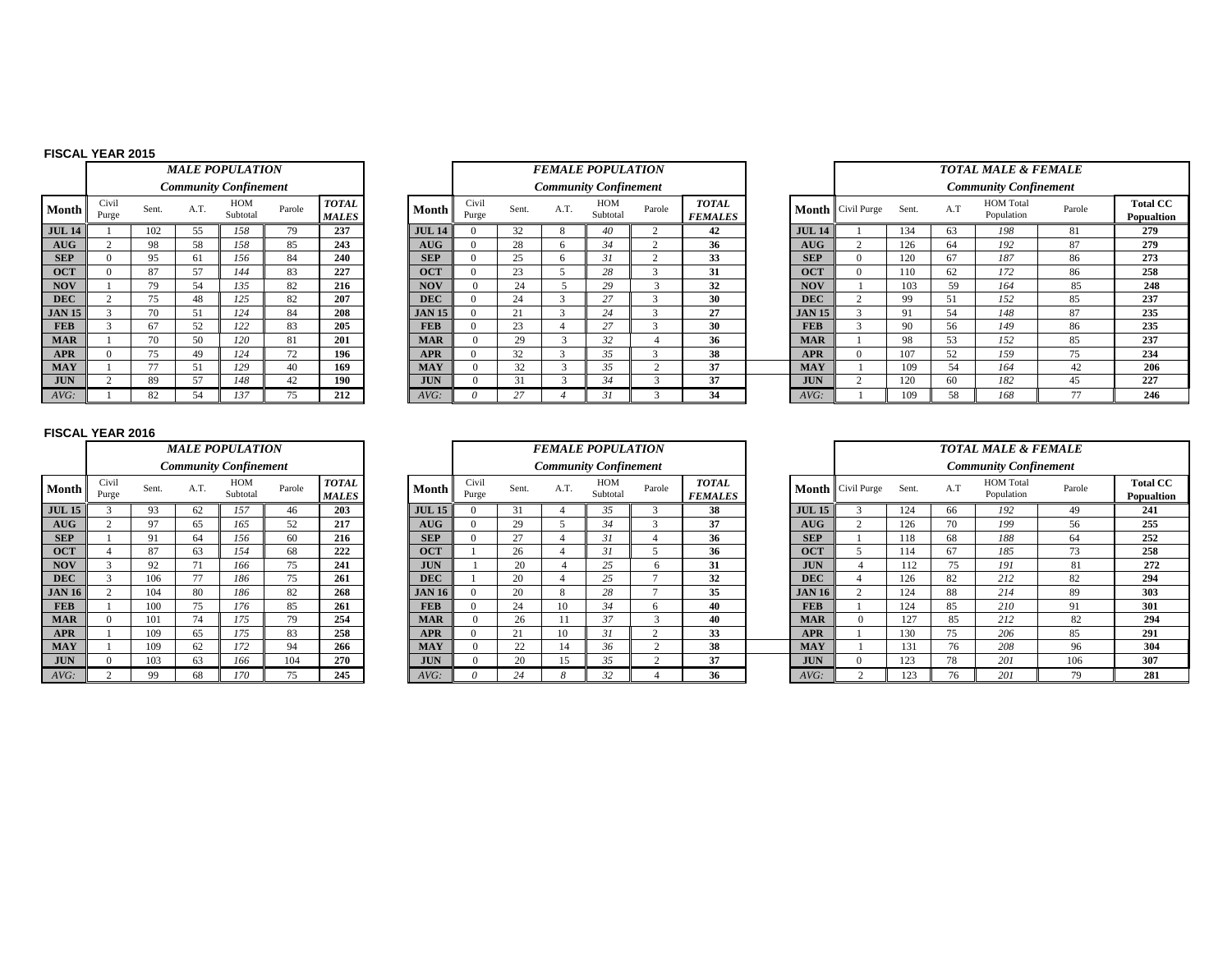## FISCAL YEAR 2015

| | MALE POPULATION | | | | | |
|---|---|---|---|---|---|---|
| | Community Confinement | | | | | |
| Month | Civil Purge | Sent. | A.T. | HOM Subtotal | Parole | TOTAL MALES |
| JUL 14 | 1 | 102 | 55 | 158 | 79 | 237 |
| AUG | 2 | 98 | 58 | 158 | 85 | 243 |
| SEP | 0 | 95 | 61 | 156 | 84 | 240 |
| OCT | 0 | 87 | 57 | 144 | 83 | 227 |
| NOV | 1 | 79 | 54 | 135 | 82 | 216 |
| DEC | 2 | 75 | 48 | 125 | 82 | 207 |
| JAN 15 | 3 | 70 | 51 | 124 | 84 | 208 |
| FEB | 3 | 67 | 52 | 122 | 83 | 205 |
| MAR | 1 | 70 | 50 | 120 | 81 | 201 |
| APR | 0 | 75 | 49 | 124 | 72 | 196 |
| MAY | 1 | 77 | 51 | 129 | 40 | 169 |
| JUN | 2 | 89 | 57 | 148 | 42 | 190 |
| AVG: | 1 | 82 | 54 | 137 | 75 | 212 |

| | FEMALE POPULATION | | | | | |
|---|---|---|---|---|---|---|
| | Community Confinement | | | | | |
| Month | Civil Purge | Sent. | A.T. | HOM Subtotal | Parole | TOTAL FEMALES |
| JUL 14 | 0 | 32 | 8 | 40 | 2 | 42 |
| AUG | 0 | 28 | 6 | 34 | 2 | 36 |
| SEP | 0 | 25 | 6 | 31 | 2 | 33 |
| OCT | 0 | 23 | 5 | 28 | 3 | 31 |
| NOV | 0 | 24 | 5 | 29 | 3 | 32 |
| DEC | 0 | 24 | 3 | 27 | 3 | 30 |
| JAN 15 | 0 | 21 | 3 | 24 | 3 | 27 |
| FEB | 0 | 23 | 4 | 27 | 3 | 30 |
| MAR | 0 | 29 | 3 | 32 | 4 | 36 |
| APR | 0 | 32 | 3 | 35 | 3 | 38 |
| MAY | 0 | 32 | 3 | 35 | 2 | 37 |
| JUN | 0 | 31 | 3 | 34 | 3 | 37 |
| AVG: | 0 | 27 | 4 | 31 | 3 | 34 |

| | TOTAL MALE & FEMALE | | | | | |
|---|---|---|---|---|---|---|
| | Community Confinement | | | | | |
| Month | Civil Purge | Sent. | A.T | HOM Total Population | Parole | Total CC Popualtion |
| JUL 14 | 1 | 134 | 63 | 198 | 81 | 279 |
| AUG | 2 | 126 | 64 | 192 | 87 | 279 |
| SEP | 0 | 120 | 67 | 187 | 86 | 273 |
| OCT | 0 | 110 | 62 | 172 | 86 | 258 |
| NOV | 1 | 103 | 59 | 164 | 85 | 248 |
| DEC | 2 | 99 | 51 | 152 | 85 | 237 |
| JAN 15 | 3 | 91 | 54 | 148 | 87 | 235 |
| FEB | 3 | 90 | 56 | 149 | 86 | 235 |
| MAR | 1 | 98 | 53 | 152 | 85 | 237 |
| APR | 0 | 107 | 52 | 159 | 75 | 234 |
| MAY | 1 | 109 | 54 | 164 | 42 | 206 |
| JUN | 2 | 120 | 60 | 182 | 45 | 227 |
| AVG: | 1 | 109 | 58 | 168 | 77 | 246 |

## FISCAL YEAR 2016

| | MALE POPULATION | | | | | |
|---|---|---|---|---|---|---|
| | Community Confinement | | | | | |
| Month | Civil Purge | Sent. | A.T. | HOM Subtotal | Parole | TOTAL MALES |
| JUL 15 | 3 | 93 | 62 | 157 | 46 | 203 |
| AUG | 2 | 97 | 65 | 165 | 52 | 217 |
| SEP | 1 | 91 | 64 | 156 | 60 | 216 |
| OCT | 4 | 87 | 63 | 154 | 68 | 222 |
| NOV | 3 | 92 | 71 | 166 | 75 | 241 |
| DEC | 3 | 106 | 77 | 186 | 75 | 261 |
| JAN 16 | 2 | 104 | 80 | 186 | 82 | 268 |
| FEB | 1 | 100 | 75 | 176 | 85 | 261 |
| MAR | 0 | 101 | 74 | 175 | 79 | 254 |
| APR | 1 | 109 | 65 | 175 | 83 | 258 |
| MAY | 1 | 109 | 62 | 172 | 94 | 266 |
| JUN | 0 | 103 | 63 | 166 | 104 | 270 |
| AVG: | 2 | 99 | 68 | 170 | 75 | 245 |

| | FEMALE POPULATION | | | | | |
|---|---|---|---|---|---|---|
| | Community Confinement | | | | | |
| Month | Civil Purge | Sent. | A.T. | HOM Subtotal | Parole | TOTAL FEMALES |
| JUL 15 | 0 | 31 | 4 | 35 | 3 | 38 |
| AUG | 0 | 29 | 5 | 34 | 3 | 37 |
| SEP | 0 | 27 | 4 | 31 | 4 | 36 |
| OCT | 1 | 26 | 4 | 31 | 5 | 36 |
| JUN | 1 | 20 | 4 | 25 | 6 | 31 |
| DEC | 1 | 20 | 4 | 25 | 7 | 32 |
| JAN 16 | 0 | 20 | 8 | 28 | 7 | 35 |
| FEB | 0 | 24 | 10 | 34 | 6 | 40 |
| MAR | 0 | 26 | 11 | 37 | 3 | 40 |
| APR | 0 | 21 | 10 | 31 | 2 | 33 |
| MAY | 0 | 22 | 14 | 36 | 2 | 38 |
| JUN | 0 | 20 | 15 | 35 | 2 | 37 |
| AVG: | 0 | 24 | 8 | 32 | 4 | 36 |

| | TOTAL MALE & FEMALE | | | | | |
|---|---|---|---|---|---|---|
| | Community Confinement | | | | | |
| Month | Civil Purge | Sent. | A.T | HOM Total Population | Parole | Total CC Popualtion |
| JUL 15 | 3 | 124 | 66 | 192 | 49 | 241 |
| AUG | 2 | 126 | 70 | 199 | 56 | 255 |
| SEP | 1 | 118 | 68 | 188 | 64 | 252 |
| OCT | 5 | 114 | 67 | 185 | 73 | 258 |
| JUN | 4 | 112 | 75 | 191 | 81 | 272 |
| DEC | 4 | 126 | 82 | 212 | 82 | 294 |
| JAN 16 | 2 | 124 | 88 | 214 | 89 | 303 |
| FEB | 1 | 124 | 85 | 210 | 91 | 301 |
| MAR | 0 | 127 | 85 | 212 | 82 | 294 |
| APR | 1 | 130 | 75 | 206 | 85 | 291 |
| MAY | 1 | 131 | 76 | 208 | 96 | 304 |
| JUN | 0 | 123 | 78 | 201 | 106 | 307 |
| AVG: | 2 | 123 | 76 | 201 | 79 | 281 |